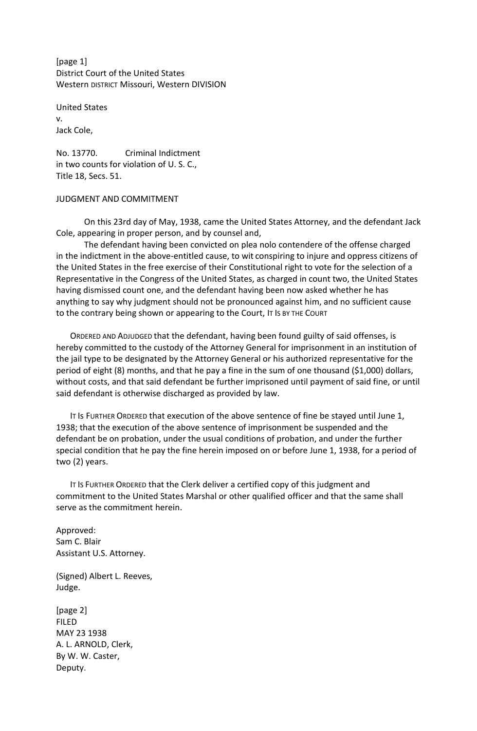[page 1]
District Court of the United States
Western DISTRICT Missouri, Western DIVISION

United States
v.
Jack Cole,

No. 13770. Criminal Indictment
in two counts for violation of U. S. C.,
Title 18, Secs. 51.

JUDGMENT AND COMMITMENT

On this 23rd day of May, 1938, came the United States Attorney, and the defendant Jack Cole, appearing in proper person, and by counsel and,

The defendant having been convicted on plea nolo contendere of the offense charged in the indictment in the above-entitled cause, to wit conspiring to injure and oppress citizens of the United States in the free exercise of their Constitutional right to vote for the selection of a Representative in the Congress of the United States, as charged in count two, the United States having dismissed count one, and the defendant having been now asked whether he has anything to say why judgment should not be pronounced against him, and no sufficient cause to the contrary being shown or appearing to the Court, IT IS BY THE COURT

ORDERED AND ADJUDGED that the defendant, having been found guilty of said offenses, is hereby committed to the custody of the Attorney General for imprisonment in an institution of the jail type to be designated by the Attorney General or his authorized representative for the period of eight (8) months, and that he pay a fine in the sum of one thousand ($1,000) dollars, without costs, and that said defendant be further imprisoned until payment of said fine, or until said defendant is otherwise discharged as provided by law.

IT IS FURTHER ORDERED that execution of the above sentence of fine be stayed until June 1, 1938; that the execution of the above sentence of imprisonment be suspended and the defendant be on probation, under the usual conditions of probation, and under the further special condition that he pay the fine herein imposed on or before June 1, 1938, for a period of two (2) years.

IT IS FURTHER ORDERED that the Clerk deliver a certified copy of this judgment and commitment to the United States Marshal or other qualified officer and that the same shall serve as the commitment herein.

Approved:
Sam C. Blair
Assistant U.S. Attorney.

(Signed) Albert L. Reeves,
Judge.

[page 2]
FILED
MAY 23 1938
A. L. ARNOLD, Clerk,
By W. W. Caster,
Deputy.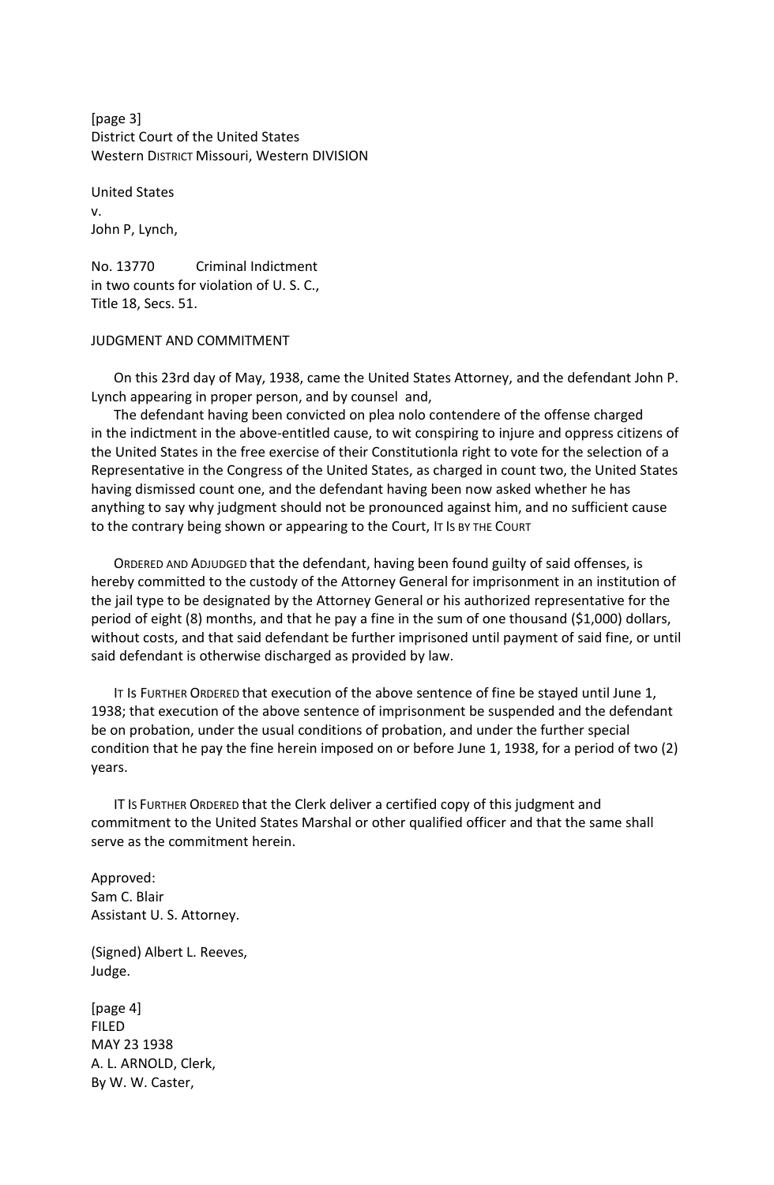[page 3]
District Court of the United States
Western DISTRICT Missouri, Western DIVISION

United States
v.
John P, Lynch,

No. 13770 Criminal Indictment
in two counts for violation of U. S. C.,
Title 18, Secs. 51.

JUDGMENT AND COMMITMENT

On this 23rd day of May, 1938, came the United States Attorney, and the defendant John P. Lynch appearing in proper person, and by counsel and,

The defendant having been convicted on plea nolo contendere of the offense charged in the indictment in the above-entitled cause, to wit conspiring to injure and oppress citizens of the United States in the free exercise of their Constitutionla right to vote for the selection of a Representative in the Congress of the United States, as charged in count two, the United States having dismissed count one, and the defendant having been now asked whether he has anything to say why judgment should not be pronounced against him, and no sufficient cause to the contrary being shown or appearing to the Court, IT IS BY THE COURT

ORDERED AND ADJUDGED that the defendant, having been found guilty of said offenses, is hereby committed to the custody of the Attorney General for imprisonment in an institution of the jail type to be designated by the Attorney General or his authorized representative for the period of eight (8) months, and that he pay a fine in the sum of one thousand ($1,000) dollars, without costs, and that said defendant be further imprisoned until payment of said fine, or until said defendant is otherwise discharged as provided by law.

IT IS FURTHER ORDERED that execution of the above sentence of fine be stayed until June 1, 1938; that execution of the above sentence of imprisonment be suspended and the defendant be on probation, under the usual conditions of probation, and under the further special condition that he pay the fine herein imposed on or before June 1, 1938, for a period of two (2) years.

IT IS FURTHER ORDERED that the Clerk deliver a certified copy of this judgment and commitment to the United States Marshal or other qualified officer and that the same shall serve as the commitment herein.

Approved:
Sam C. Blair
Assistant U. S. Attorney.

(Signed) Albert L. Reeves,
Judge.

[page 4]
FILED
MAY 23 1938
A. L. ARNOLD, Clerk,
By W. W. Caster,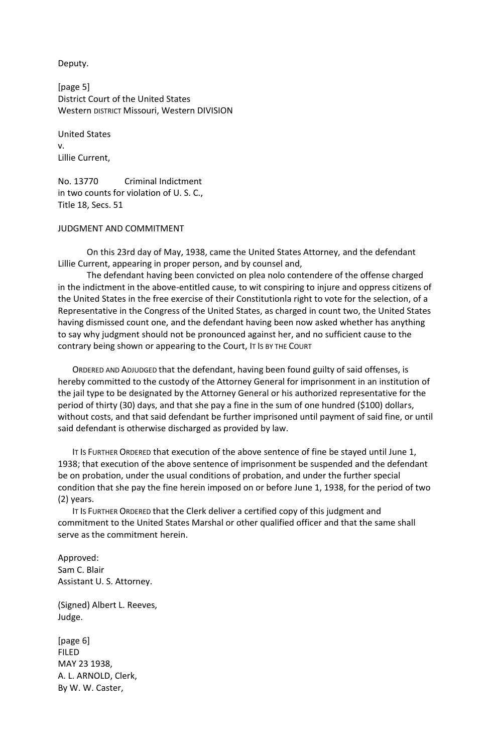Deputy.

[page 5]
District Court of the United States
Western DISTRICT Missouri, Western DIVISION

United States
v.
Lillie Current,

No. 13770 Criminal Indictment
in two counts for violation of U. S. C.,
Title 18, Secs. 51

JUDGMENT AND COMMITMENT

On this 23rd day of May, 1938, came the United States Attorney, and the defendant Lillie Current, appearing in proper person, and by counsel and,

The defendant having been convicted on plea nolo contendere of the offense charged in the indictment in the above-entitled cause, to wit conspiring to injure and oppress citizens of the United States in the free exercise of their Constitutionla right to vote for the selection, of a Representative in the Congress of the United States, as charged in count two, the United States having dismissed count one, and the defendant having been now asked whether has anything to say why judgment should not be pronounced against her, and no sufficient cause to the contrary being shown or appearing to the Court, IT IS BY THE COURT

ORDERED AND ADJUDGED that the defendant, having been found guilty of said offenses, is hereby committed to the custody of the Attorney General for imprisonment in an institution of the jail type to be designated by the Attorney General or his authorized representative for the period of thirty (30) days, and that she pay a fine in the sum of one hundred ($100) dollars, without costs, and that said defendant be further imprisoned until payment of said fine, or until said defendant is otherwise discharged as provided by law.

IT IS FURTHER ORDERED that execution of the above sentence of fine be stayed until June 1, 1938; that execution of the above sentence of imprisonment be suspended and the defendant be on probation, under the usual conditions of probation, and under the further special condition that she pay the fine herein imposed on or before June 1, 1938, for the period of two (2) years.

IT IS FURTHER ORDERED that the Clerk deliver a certified copy of this judgment and commitment to the United States Marshal or other qualified officer and that the same shall serve as the commitment herein.

Approved:
Sam C. Blair
Assistant U. S. Attorney.

(Signed) Albert L. Reeves,
Judge.

[page 6]
FILED
MAY 23 1938,
A. L. ARNOLD, Clerk,
By W. W. Caster,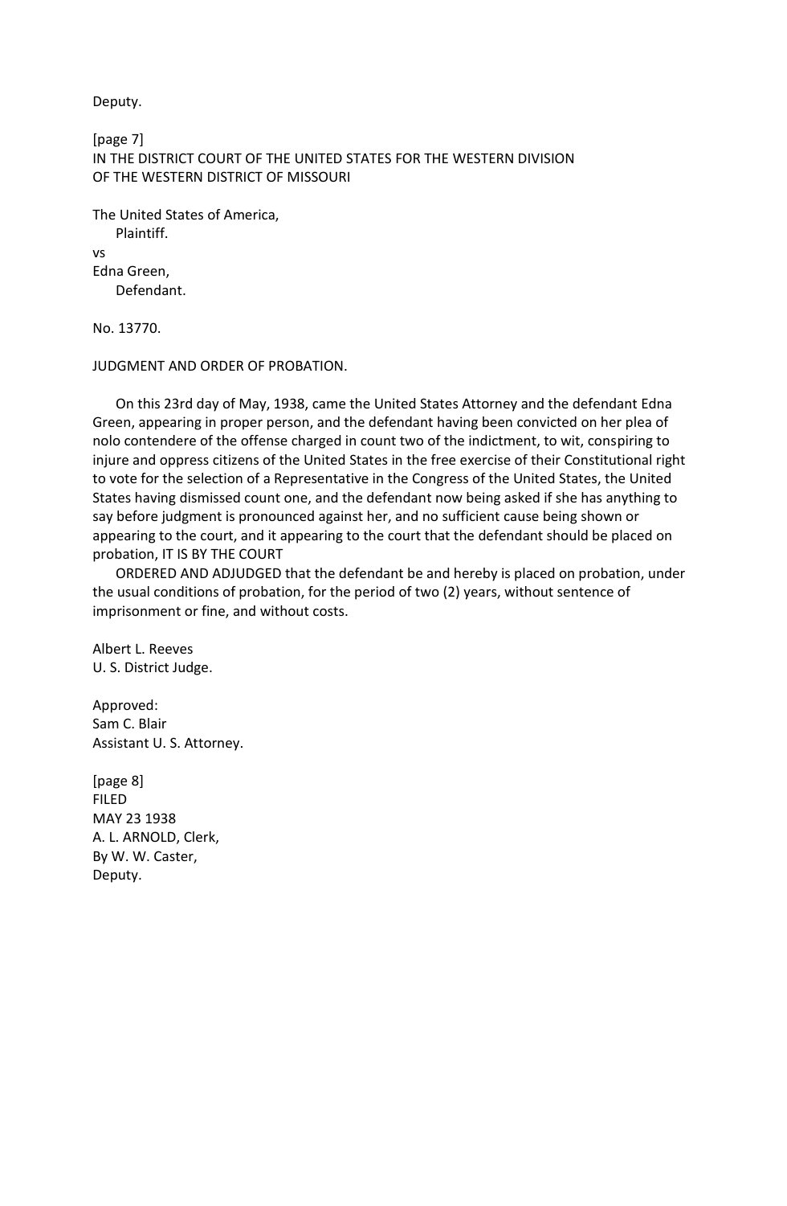Deputy.

[page 7]
IN THE DISTRICT COURT OF THE UNITED STATES FOR THE WESTERN DIVISION
OF THE WESTERN DISTRICT OF MISSOURI

The United States of America,
Plaintiff.
vs
Edna Green,
Defendant.

No. 13770.

JUDGMENT AND ORDER OF PROBATION.

On this 23rd day of May, 1938, came the United States Attorney and the defendant Edna Green, appearing in proper person, and the defendant having been convicted on her plea of nolo contendere of the offense charged in count two of the indictment, to wit, conspiring to injure and oppress citizens of the United States in the free exercise of their Constitutional right to vote for the selection of a Representative in the Congress of the United States, the United States having dismissed count one, and the defendant now being asked if she has anything to say before judgment is pronounced against her, and no sufficient cause being shown or appearing to the court, and it appearing to the court that the defendant should be placed on probation, IT IS BY THE COURT

ORDERED AND ADJUDGED that the defendant be and hereby is placed on probation, under the usual conditions of probation, for the period of two (2) years, without sentence of imprisonment or fine, and without costs.

Albert L. Reeves
U. S. District Judge.

Approved:
Sam C. Blair
Assistant U. S. Attorney.

[page 8]
FILED
MAY 23 1938
A. L. ARNOLD, Clerk,
By W. W. Caster,
Deputy.